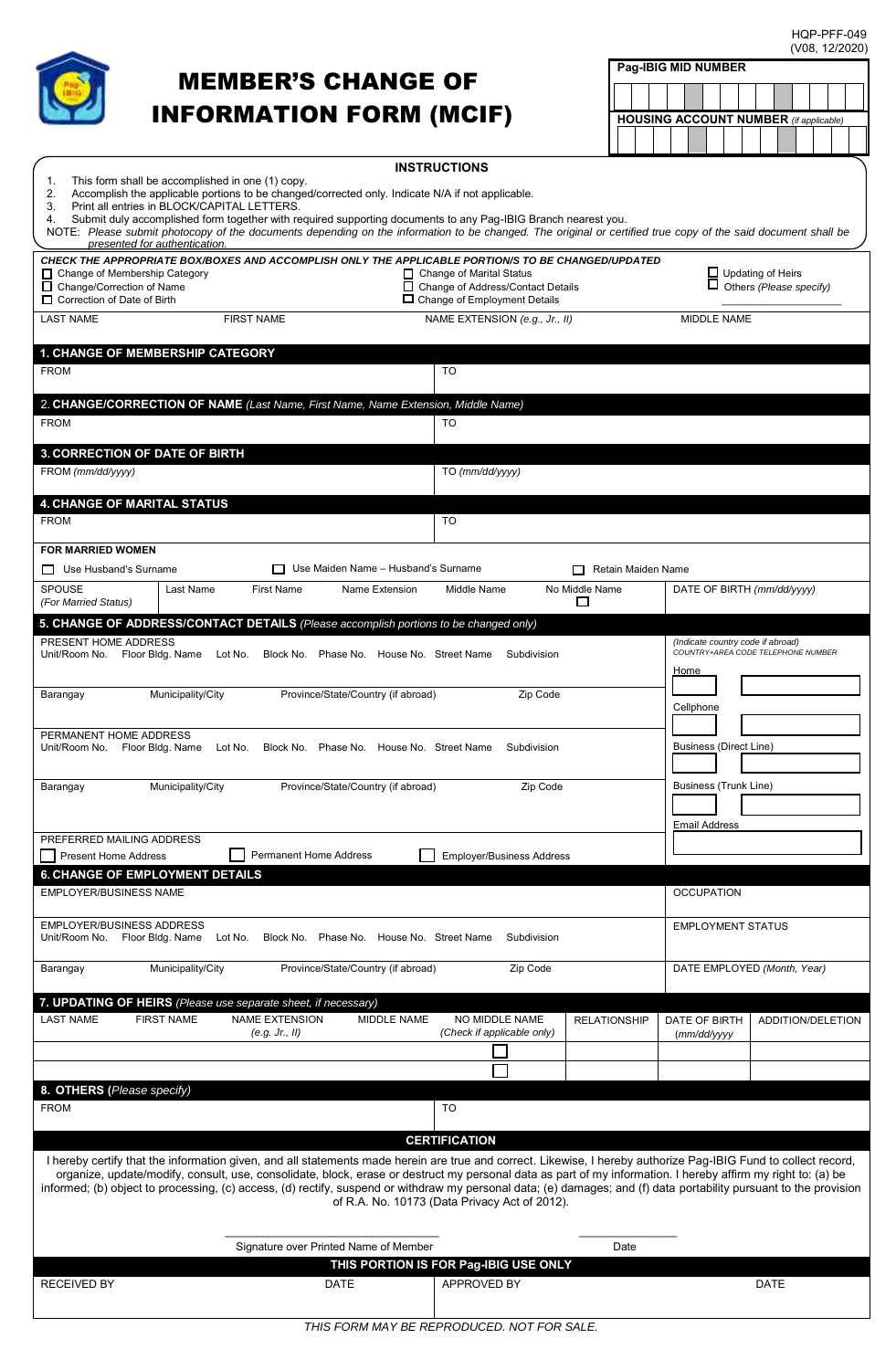HQP-PFF-049
(V08, 12/2020)

# MEMBER'S CHANGE OF INFORMATION FORM (MCIF)

**Pag-IBIG MID NUMBER**

| | | | | | | | | | | | | | |
|---|---|---|---|---|---|---|---|---|---|---|---|---|---|

**HOUSING ACCOUNT NUMBER** *(if applicable)*

| | | | | | | | | | | | | | |
|---|---|---|---|---|---|---|---|---|---|---|---|---|---|

## INSTRUCTIONS

1. This form shall be accomplished in one (1) copy.
2. Accomplish the applicable portions to be changed/corrected only. Indicate N/A if not applicable.
3. Print all entries in BLOCK/CAPITAL LETTERS.
4. Submit duly accomplished form together with required supporting documents to any Pag-IBIG Branch nearest you.

NOTE: *Please submit photocopy of the documents depending on the information to be changed. The original or certified true copy of the said document shall be presented for authentication.*

***CHECK THE APPROPRIATE BOX/BOXES AND ACCOMPLISH ONLY THE APPLICABLE PORTION/S TO BE CHANGED/UPDATED***

- ☐ Change of Membership Category
- ☐ Change/Correction of Name
- ☐ Correction of Date of Birth
- ☐ Change of Marital Status
- ☐ Change of Address/Contact Details
- ☐ Change of Employment Details
- ☐ Updating of Heirs
- ☐ Others *(Please specify)* ____________________

| LAST NAME | FIRST NAME | NAME EXTENSION *(e.g., Jr., II)* | MIDDLE NAME |
|---|---|---|---|
| | | | |

## 1. CHANGE OF MEMBERSHIP CATEGORY

| FROM | TO |
|---|---|
| | |

## 2. CHANGE/CORRECTION OF NAME *(Last Name, First Name, Name Extension, Middle Name)*

| FROM | TO |
|---|---|
| | |

## 3. CORRECTION OF DATE OF BIRTH

| FROM *(mm/dd/yyyy)* | TO *(mm/dd/yyyy)* |
|---|---|
| | |

## 4. CHANGE OF MARITAL STATUS

| FROM | TO |
|---|---|
| | |

**FOR MARRIED WOMEN**

☐ Use Husband's Surname ☐ Use Maiden Name – Husband's Surname ☐ Retain Maiden Name

| SPOUSE *(For Married Status)* | Last Name | First Name | Name Extension | Middle Name | No Middle Name | DATE OF BIRTH *(mm/dd/yyyy)* |
|---|---|---|---|---|---|---|
| | | | | | ☐ | |

## 5. CHANGE OF ADDRESS/CONTACT DETAILS *(Please accomplish portions to be changed only)*

PRESENT HOME ADDRESS
Unit/Room No. Floor Bldg. Name Lot No. Block No. Phase No. House No. Street Name Subdivision

Barangay Municipality/City Province/State/Country (if abroad) Zip Code

PERMANENT HOME ADDRESS
Unit/Room No. Floor Bldg. Name Lot No. Block No. Phase No. House No. Street Name Subdivision

Barangay Municipality/City Province/State/Country (if abroad) Zip Code

PREFERRED MAILING ADDRESS
☐ Present Home Address ☐ Permanent Home Address ☐ Employer/Business Address

*(Indicate country code if abroad)*
*COUNTRY+AREA CODE TELEPHONE NUMBER*

- Home
- Cellphone
- Business (Direct Line)
- Business (Trunk Line)
- Email Address

## 6. CHANGE OF EMPLOYMENT DETAILS

EMPLOYER/BUSINESS NAME

OCCUPATION

EMPLOYER/BUSINESS ADDRESS
Unit/Room No. Floor Bldg. Name Lot No. Block No. Phase No. House No. Street Name Subdivision

Barangay Municipality/City Province/State/Country (if abroad) Zip Code

EMPLOYMENT STATUS

DATE EMPLOYED *(Month, Year)*

## 7. UPDATING OF HEIRS *(Please use separate sheet, if necessary)*

| LAST NAME | FIRST NAME | NAME EXTENSION *(e.g. Jr., II)* | MIDDLE NAME | NO MIDDLE NAME *(Check if applicable only)* | RELATIONSHIP | DATE OF BIRTH *(mm/dd/yyyy)* | ADDITION/DELETION |
|---|---|---|---|---|---|---|---|
| | | | | ☐ | | | |
| | | | | ☐ | | | |

## 8. OTHERS (*Please specify*)

| FROM | TO |
|---|---|
| | |

## CERTIFICATION

I hereby certify that the information given, and all statements made herein are true and correct. Likewise, I hereby authorize Pag-IBIG Fund to collect record, organize, update/modify, consult, use, consolidate, block, erase or destruct my personal data as part of my information. I hereby affirm my right to: (a) be informed; (b) object to processing, (c) access, (d) rectify, suspend or withdraw my personal data; (e) damages; and (f) data portability pursuant to the provision of R.A. No. 10173 (Data Privacy Act of 2012).

__________________________________ Signature over Printed Name of Member

________________ Date

## THIS PORTION IS FOR Pag-IBIG USE ONLY

| RECEIVED BY | DATE | APPROVED BY | DATE |
|---|---|---|---|
| | | | |

*THIS FORM MAY BE REPRODUCED. NOT FOR SALE.*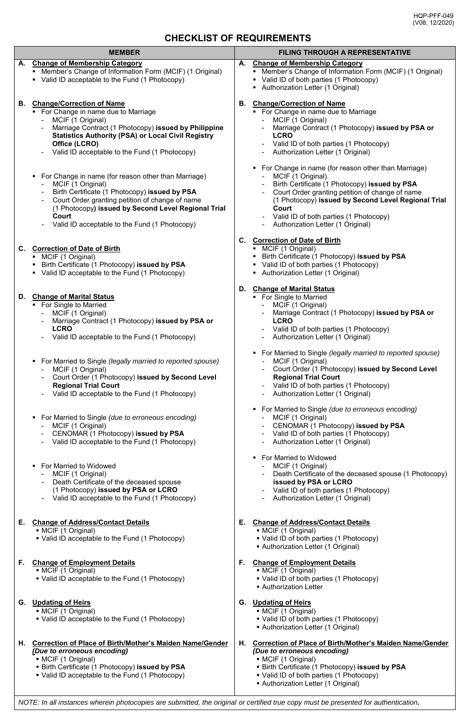HQP-PFF-049
(V08, 12/2020)

# CHECKLIST OF REQUIREMENTS

| MEMBER | FILING THROUGH A REPRESENTATIVE |
|---|---|
| **A. Change of Membership Category**<br>▪ Member's Change of Information Form (MCIF) (1 Original)<br>▪ Valid ID acceptable to the Fund (1 Photocopy) | **A. Change of Membership Category**<br>▪ Member's Change of Information Form (MCIF) (1 Original)<br>▪ Valid ID of both parties (1 Photocopy)<br>▪ Authorization Letter (1 Original) |
| **B. Change/Correction of Name**<br>▪ For Change in name due to Marriage<br>- MCIF (1 Original)<br>- Marriage Contract (1 Photocopy) **issued by Philippine Statistics Authority (PSA) or Local Civil Registry Office (LCRO)**<br>- Valid ID acceptable to the Fund (1 Photocopy)<br><br>▪ For Change in name (for reason other than Marriage)<br>- MCIF (1 Original)<br>- Birth Certificate (1 Photocopy) **issued by PSA**<br>- Court Order granting petition of change of name (1 Photocopy) **issued by Second Level Regional Trial Court**<br>- Valid ID acceptable to the Fund (1 Photocopy) | **B. Change/Correction of Name**<br>▪ For Change in name due to Marriage<br>- MCIF (1 Original)<br>- Marriage Contract (1 Photocopy) **issued by PSA or LCRO**<br>- Valid ID of both parties (1 Photocopy)<br>- Authorization Letter (1 Original)<br><br>▪ For Change in name (for reason other than Marriage)<br>- MCIF (1 Original)<br>- Birth Certificate (1 Photocopy) **issued by PSA**<br>- Court Order granting petition of change of name (1 Photocopy) **issued by Second Level Regional Trial Court**<br>- Valid ID of both parties (1 Photocopy)<br>- Authorization Letter (1 Original) |
| **C. Correction of Date of Birth**<br>▪ MCIF (1 Original)<br>▪ Birth Certificate (1 Photocopy) **issued by PSA**<br>▪ Valid ID acceptable to the Fund (1 Photocopy) | **C. Correction of Date of Birth**<br>▪ MCIF (1 Original)<br>▪ Birth Certificate (1 Photocopy) **issued by PSA**<br>▪ Valid ID of both parties (1 Photocopy)<br>▪ Authorization Letter (1 Original) |
| **D. Change of Marital Status**<br>▪ For Single to Married<br>- MCIF (1 Original)<br>- Marriage Contract (1 Photocopy) **issued by PSA or LCRO**<br>- Valid ID acceptable to the Fund (1 Photocopy)<br><br>▪ For Married to Single *(legally married to reported spouse)*<br>- MCIF (1 Original)<br>- Court Order (1 Photocopy) **issued by Second Level Regional Trial Court**<br>- Valid ID acceptable to the Fund (1 Photocopy)<br><br>▪ For Married to Single *(due to erroneous encoding)*<br>- MCIF (1 Original)<br>- CENOMAR (1 Photocopy) **issued by PSA**<br>- Valid ID acceptable to the Fund (1 Photocopy)<br><br>▪ For Married to Widowed<br>- MCIF (1 Original)<br>- Death Certificate of the deceased spouse (1 Photocopy) **issued by PSA or LCRO**<br>- Valid ID acceptable to the Fund (1 Photocopy) | **D. Change of Marital Status**<br>▪ For Single to Married<br>- MCIF (1 Original)<br>- Marriage Contract (1 Photocopy) **issued by PSA or LCRO**<br>- Valid ID of both parties (1 Photocopy)<br>- Authorization Letter (1 Original)<br><br>▪ For Married to Single *(legally married to reported spouse)*<br>- MCIF (1 Original)<br>- Court Order (1 Photocopy) **issued by Second Level Regional Trial Court**<br>- Valid ID of both parties (1 Photocopy)<br>- Authorization Letter (1 Original)<br><br>▪ For Married to Single *(due to erroneous encoding)*<br>- MCIF (1 Original)<br>- CENOMAR (1 Photocopy) **issued by PSA**<br>- Valid ID of both parties (1 Photocopy)<br>- Authorization Letter (1 Original)<br><br>▪ For Married to Widowed<br>- MCIF (1 Original)<br>- Death Certificate of the deceased spouse (1 Photocopy) **issued by PSA or LCRO**<br>- Valid ID of both parties (1 Photocopy)<br>- Authorization Letter (1 Original) |
| **E. Change of Address/Contact Details**<br>▪ MCIF (1 Original)<br>▪ Valid ID acceptable to the Fund (1 Photocopy) | **E. Change of Address/Contact Details**<br>▪ MCIF (1 Original)<br>▪ Valid ID of both parties (1 Photocopy)<br>▪ Authorization Letter (1 Original) |
| **F. Change of Employment Details**<br>▪ MCIF (1 Original)<br>▪ Valid ID acceptable to the Fund (1 Photocopy) | **F. Change of Employment Details**<br>▪ MCIF (1 Original)<br>▪ Valid ID of both parties (1 Photocopy)<br>▪ Authorization Letter |
| **G. Updating of Heirs**<br>▪ MCIF (1 Original)<br>▪ Valid ID acceptable to the Fund (1 Photocopy) | **G. Updating of Heirs**<br>▪ MCIF (1 Original)<br>▪ Valid ID of both parties (1 Photocopy)<br>▪ Authorization Letter (1 Original) |
| **H. Correction of Place of Birth/Mother's Maiden Name/Gender *(Due to erroneous encoding)***<br>▪ MCIF (1 Original)<br>▪ Birth Certificate (1 Photocopy) **issued by PSA**<br>▪ Valid ID acceptable to the Fund (1 Photocopy) | **H. Correction of Place of Birth/Mother's Maiden Name/Gender *(Due to erroneous encoding)***<br>▪ MCIF (1 Original)<br>▪ Birth Certificate (1 Photocopy) **issued by PSA**<br>▪ Valid ID of both parties (1 Photocopy)<br>▪ Authorization Letter (1 Original) |

*NOTE: In all instances wherein photocopies are submitted, the original or certified true copy must be presented for authentication.*